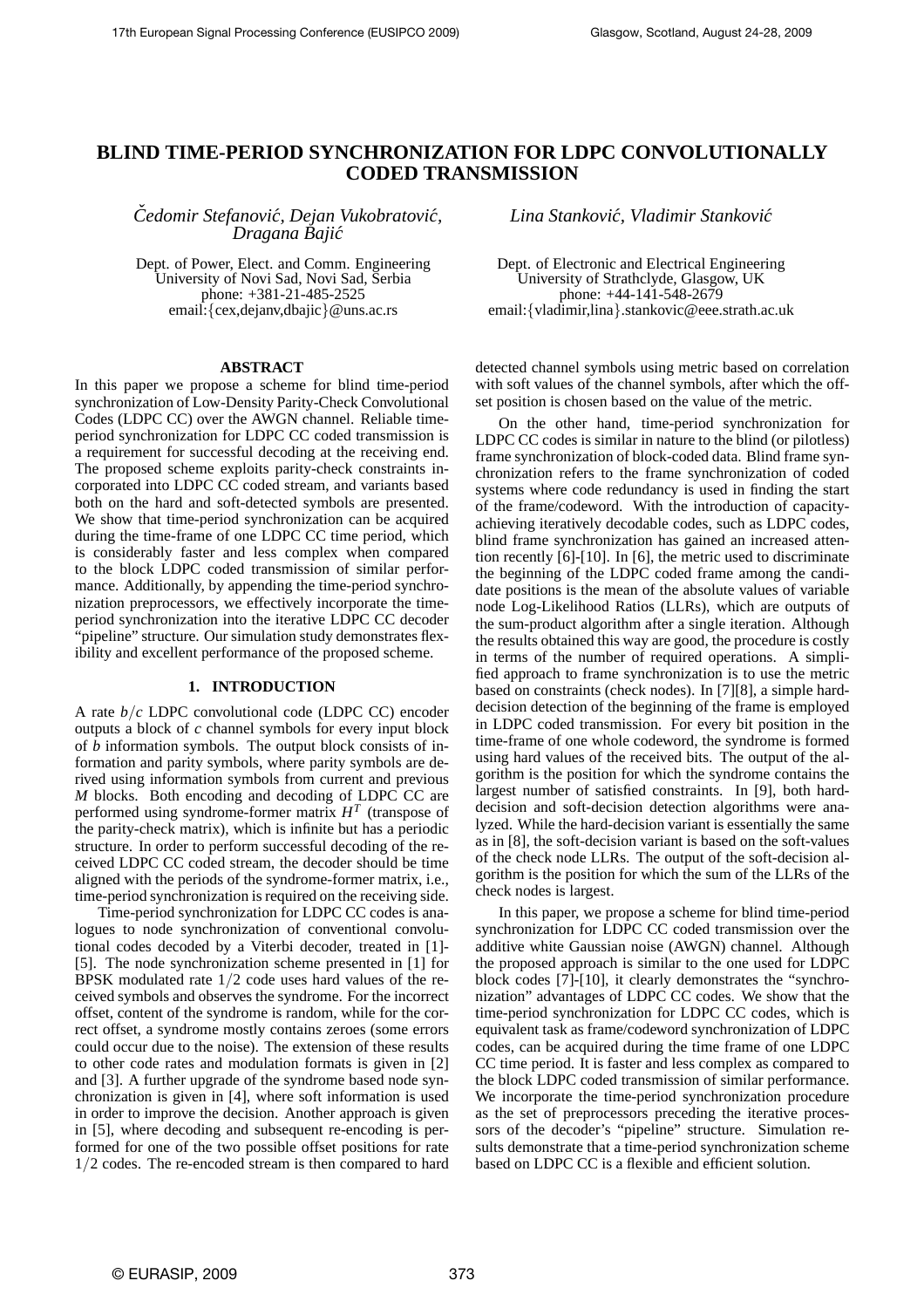# BLIND TIME-PERIOD SYNCHRONIZATION FOR LDPC CONVOLUTIONALLY CODED TRANSMISSION

*Čedomir Stefanović, Dejan Vukobratović, Dragana Bajić*

Dept. of Power, Elect. and Comm. Engineering
University of Novi Sad, Novi Sad, Serbia
phone: +381-21-485-2525
email:{cex,dejanv,dbajic}@uns.ac.rs

*Lina Stanković, Vladimir Stanković*

Dept. of Electronic and Electrical Engineering
University of Strathclyde, Glasgow, UK
phone: +44-141-548-2679
email:{vladimir,lina}.stankovic@eee.strath.ac.uk

## ABSTRACT

In this paper we propose a scheme for blind time-period synchronization of Low-Density Parity-Check Convolutional Codes (LDPC CC) over the AWGN channel. Reliable time-period synchronization for LDPC CC coded transmission is a requirement for successful decoding at the receiving end. The proposed scheme exploits parity-check constraints incorporated into LDPC CC coded stream, and variants based both on the hard and soft-detected symbols are presented. We show that time-period synchronization can be acquired during the time-frame of one LDPC CC time period, which is considerably faster and less complex when compared to the block LDPC coded transmission of similar performance. Additionally, by appending the time-period synchronization preprocessors, we effectively incorporate the time-period synchronization into the iterative LDPC CC decoder "pipeline" structure. Our simulation study demonstrates flexibility and excellent performance of the proposed scheme.

## 1. INTRODUCTION

A rate $b/c$ LDPC convolutional code (LDPC CC) encoder outputs a block of $c$ channel symbols for every input block of $b$ information symbols. The output block consists of information and parity symbols, where parity symbols are derived using information symbols from current and previous $M$ blocks. Both encoding and decoding of LDPC CC are performed using syndrome-former matrix $H^T$ (transpose of the parity-check matrix), which is infinite but has a periodic structure. In order to perform successful decoding of the received LDPC CC coded stream, the decoder should be time aligned with the periods of the syndrome-former matrix, i.e., time-period synchronization is required on the receiving side.

Time-period synchronization for LDPC CC codes is analogues to node synchronization of conventional convolutional codes decoded by a Viterbi decoder, treated in [1]-[5]. The node synchronization scheme presented in [1] for BPSK modulated rate $1/2$ code uses hard values of the received symbols and observes the syndrome. For the incorrect offset, content of the syndrome is random, while for the correct offset, a syndrome mostly contains zeroes (some errors could occur due to the noise). The extension of these results to other code rates and modulation formats is given in [2] and [3]. A further upgrade of the syndrome based node synchronization is given in [4], where soft information is used in order to improve the decision. Another approach is given in [5], where decoding and subsequent re-encoding is performed for one of the two possible offset positions for rate $1/2$ codes. The re-encoded stream is then compared to hard detected channel symbols using metric based on correlation with soft values of the channel symbols, after which the offset position is chosen based on the value of the metric.

On the other hand, time-period synchronization for LDPC CC codes is similar in nature to the blind (or pilotless) frame synchronization of block-coded data. Blind frame synchronization refers to the frame synchronization of coded systems where code redundancy is used in finding the start of the frame/codeword. With the introduction of capacity-achieving iteratively decodable codes, such as LDPC codes, blind frame synchronization has gained an increased attention recently [6]-[10]. In [6], the metric used to discriminate the beginning of the LDPC coded frame among the candidate positions is the mean of the absolute values of variable node Log-Likelihood Ratios (LLRs), which are outputs of the sum-product algorithm after a single iteration. Although the results obtained this way are good, the procedure is costly in terms of the number of required operations. A simplified approach to frame synchronization is to use the metric based on constraints (check nodes). In [7][8], a simple hard-decision detection of the beginning of the frame is employed in LDPC coded transmission. For every bit position in the time-frame of one whole codeword, the syndrome is formed using hard values of the received bits. The output of the algorithm is the position for which the syndrome contains the largest number of satisfied constraints. In [9], both hard-decision and soft-decision detection algorithms were analyzed. While the hard-decision variant is essentially the same as in [8], the soft-decision variant is based on the soft-values of the check node LLRs. The output of the soft-decision algorithm is the position for which the sum of the LLRs of the check nodes is largest.

In this paper, we propose a scheme for blind time-period synchronization for LDPC CC coded transmission over the additive white Gaussian noise (AWGN) channel. Although the proposed approach is similar to the one used for LDPC block codes [7]-[10], it clearly demonstrates the "synchronization" advantages of LDPC CC codes. We show that the time-period synchronization for LDPC CC codes, which is equivalent task as frame/codeword synchronization of LDPC codes, can be acquired during the time frame of one LDPC CC time period. It is faster and less complex as compared to the block LDPC coded transmission of similar performance. We incorporate the time-period synchronization procedure as the set of preprocessors preceding the iterative processors of the decoder's "pipeline" structure. Simulation results demonstrate that a time-period synchronization scheme based on LDPC CC is a flexible and efficient solution.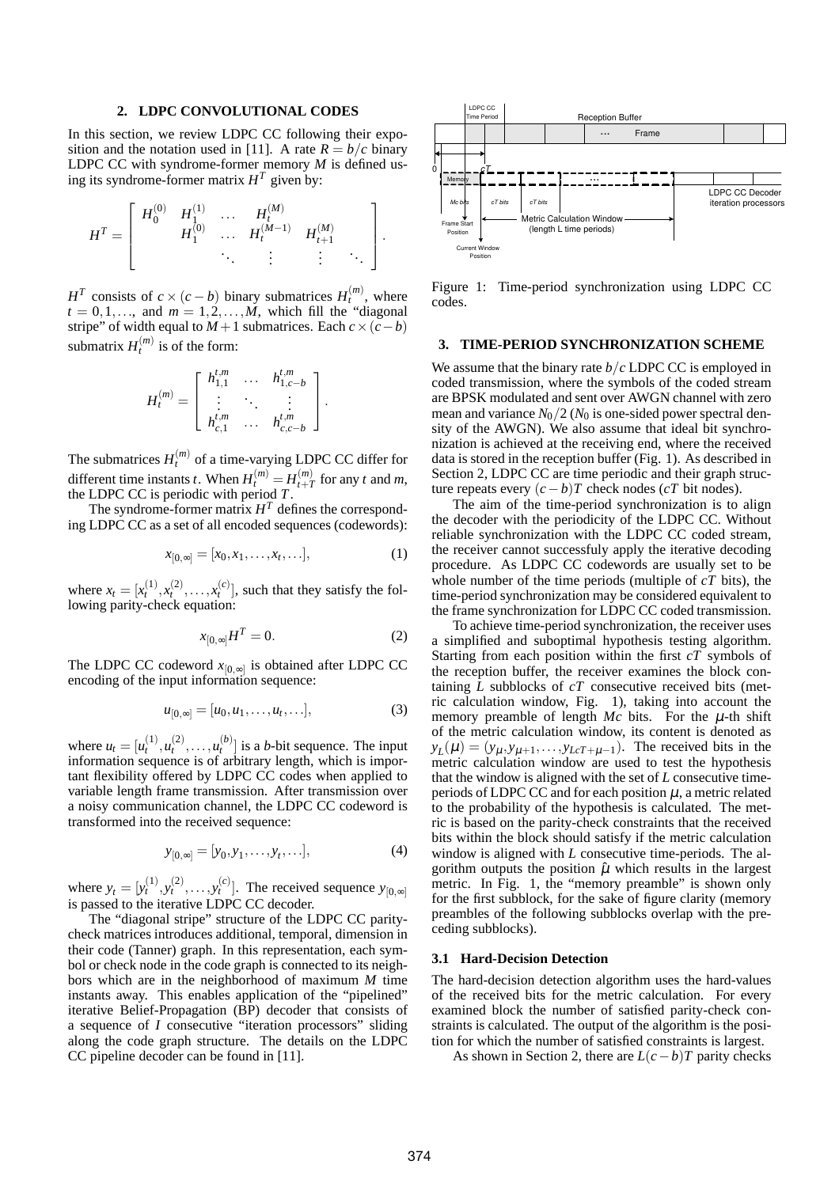## 2. LDPC CONVOLUTIONAL CODES

In this section, we review LDPC CC following their exposition and the notation used in [11]. A rate $R = b/c$ binary LDPC CC with syndrome-former memory $M$ is defined using its syndrome-former matrix $H^T$ given by:

$$H^T = \begin{bmatrix} H_0^{(0)} & H_1^{(1)} & \dots & H_t^{(M)} & & \\ & H_1^{(0)} & \dots & H_t^{(M-1)} & H_{t+1}^{(M)} & \\ & & \ddots & \vdots & \vdots & \ddots \end{bmatrix}.$$

$H^T$ consists of $c \times (c-b)$ binary submatrices $H_t^{(m)}$, where $t = 0, 1, \dots$, and $m = 1, 2, \dots, M$, which fill the "diagonal stripe" of width equal to $M+1$ submatrices. Each $c \times (c-b)$ submatrix $H_t^{(m)}$ is of the form:

$$H_t^{(m)} = \begin{bmatrix} h_{1,1}^{t,m} & \dots & h_{1,c-b}^{t,m} \\ \vdots & \ddots & \vdots \\ h_{c,1}^{t,m} & \dots & h_{c,c-b}^{t,m} \end{bmatrix}.$$

The submatrices $H_t^{(m)}$ of a time-varying LDPC CC differ for different time instants $t$. When $H_t^{(m)} = H_{t+T}^{(m)}$ for any $t$ and $m$, the LDPC CC is periodic with period $T$.

The syndrome-former matrix $H^T$ defines the corresponding LDPC CC as a set of all encoded sequences (codewords):

$$x_{[0,\infty]} = [x_0, x_1, \dots, x_t, \dots], \tag{1}$$

where $x_t = [x_t^{(1)}, x_t^{(2)}, \dots, x_t^{(c)}]$, such that they satisfy the following parity-check equation:

$$x_{[0,\infty]} H^T = 0. \tag{2}$$

The LDPC CC codeword $x_{[0,\infty]}$ is obtained after LDPC CC encoding of the input information sequence:

$$u_{[0,\infty]} = [u_0, u_1, \dots, u_t, \dots], \tag{3}$$

where $u_t = [u_t^{(1)}, u_t^{(2)}, \dots, u_t^{(b)}]$ is a $b$-bit sequence. The input information sequence is of arbitrary length, which is important flexibility offered by LDPC CC codes when applied to variable length frame transmission. After transmission over a noisy communication channel, the LDPC CC codeword is transformed into the received sequence:

$$y_{[0,\infty]} = [y_0, y_1, \dots, y_t, \dots], \tag{4}$$

where $y_t = [y_t^{(1)}, y_t^{(2)}, \dots, y_t^{(c)}]$. The received sequence $y_{[0,\infty]}$ is passed to the iterative LDPC CC decoder.

The "diagonal stripe" structure of the LDPC CC parity-check matrices introduces additional, temporal, dimension in their code (Tanner) graph. In this representation, each symbol or check node in the code graph is connected to its neighbors which are in the neighborhood of maximum $M$ time instants away. This enables application of the "pipelined" iterative Belief-Propagation (BP) decoder that consists of a sequence of $I$ consecutive "iteration processors" sliding along the code graph structure. The details on the LDPC CC pipeline decoder can be found in [11].

LDPC CC
Time Period
Reception Buffer
...
Frame
0
$cT$
Memory
...
LDPC CC Decoder
iteration processors
Mc bits
cT bits
cT bits
Frame Start
Position
Metric Calculation Window
(length L time periods)
Current Window
Position

Figure 1: Time-period synchronization using LDPC CC codes.

## 3. TIME-PERIOD SYNCHRONIZATION SCHEME

We assume that the binary rate $b/c$ LDPC CC is employed in coded transmission, where the symbols of the coded stream are BPSK modulated and sent over AWGN channel with zero mean and variance $N_0/2$ ($N_0$ is one-sided power spectral density of the AWGN). We also assume that ideal bit synchronization is achieved at the receiving end, where the received data is stored in the reception buffer (Fig. 1). As described in Section 2, LDPC CC are time periodic and their graph structure repeats every $(c-b)T$ check nodes ($cT$ bit nodes).

The aim of the time-period synchronization is to align the decoder with the periodicity of the LDPC CC. Without reliable synchronization with the LDPC CC coded stream, the receiver cannot successfully apply the iterative decoding procedure. As LDPC CC codewords are usually set to be whole number of the time periods (multiple of $cT$ bits), the time-period synchronization may be considered equivalent to the frame synchronization for LDPC CC coded transmission.

To achieve time-period synchronization, the receiver uses a simplified and suboptimal hypothesis testing algorithm. Starting from each position within the first $cT$ symbols of the reception buffer, the receiver examines the block containing $L$ subblocks of $cT$ consecutive received bits (metric calculation window, Fig. 1), taking into account the memory preamble of length $Mc$ bits. For the $\mu$-th shift of the metric calculation window, its content is denoted as $y_L(\mu) = (y_\mu, y_{\mu+1}, \dots, y_{LcT+\mu-1})$. The received bits in the metric calculation window are used to test the hypothesis that the window is aligned with the set of $L$ consecutive time-periods of LDPC CC and for each position $\mu$, a metric related to the probability of the hypothesis is calculated. The metric is based on the parity-check constraints that the received bits within the block should satisfy if the metric calculation window is aligned with $L$ consecutive time-periods. The algorithm outputs the position $\hat{\mu}$ which results in the largest metric. In Fig. 1, the "memory preamble" is shown only for the first subblock, for the sake of figure clarity (memory preambles of the following subblocks overlap with the preceding subblocks).

### 3.1 Hard-Decision Detection

The hard-decision detection algorithm uses the hard-values of the received bits for the metric calculation. For every examined block the number of satisfied parity-check constraints is calculated. The output of the algorithm is the position for which the number of satisfied constraints is largest.

As shown in Section 2, there are $L(c-b)T$ parity checks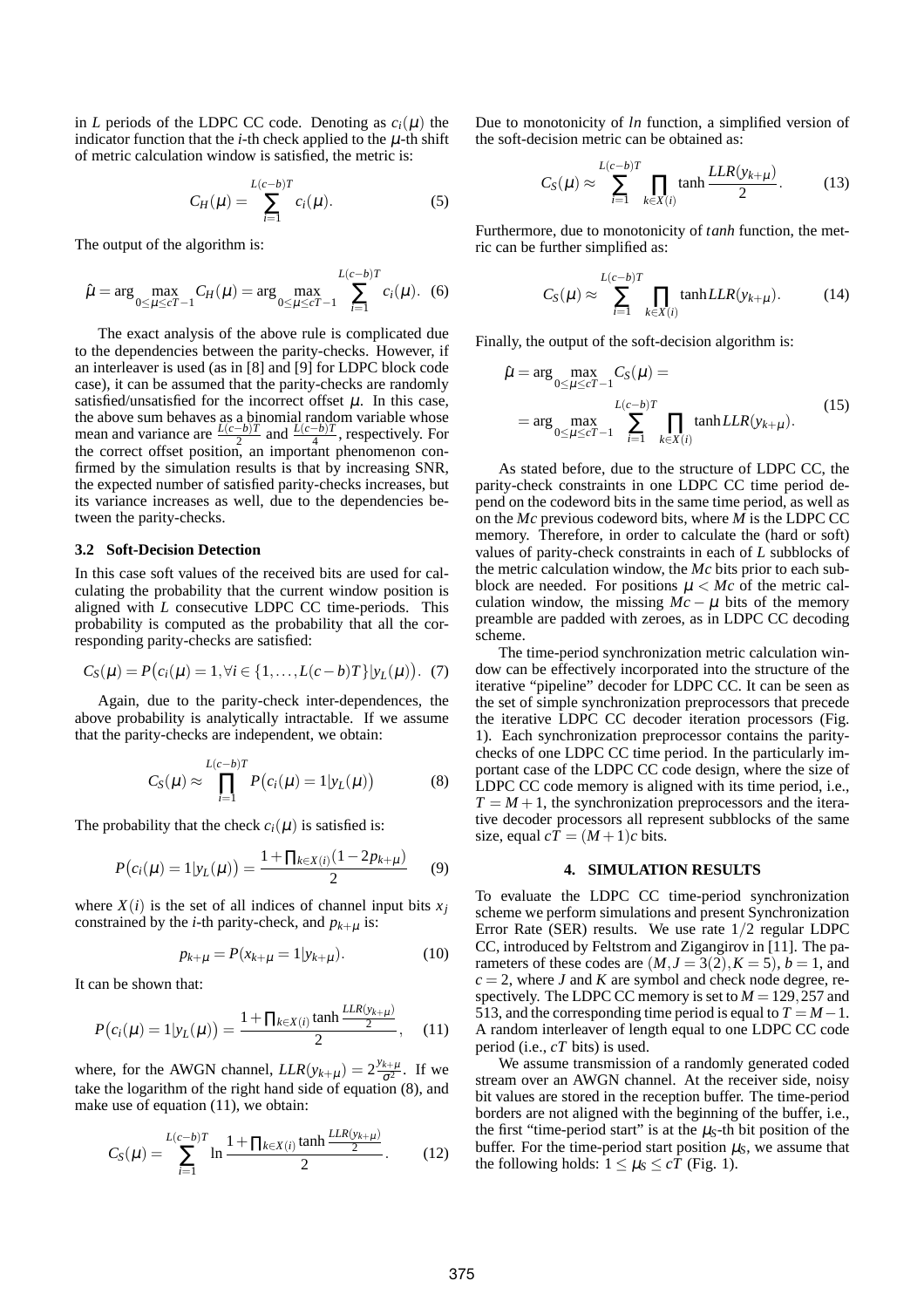in $L$ periods of the LDPC CC code. Denoting as $c_i(\mu)$ the indicator function that the $i$-th check applied to the $\mu$-th shift of metric calculation window is satisfied, the metric is:

$$C_H(\mu) = \sum_{i=1}^{L(c-b)T} c_i(\mu). \tag{5}$$

The output of the algorithm is:

$$\hat{\mu} = \arg \max_{0 \le \mu \le cT-1} C_H(\mu) = \arg \max_{0 \le \mu \le cT-1} \sum_{i=1}^{L(c-b)T} c_i(\mu). \tag{6}$$

The exact analysis of the above rule is complicated due to the dependencies between the parity-checks. However, if an interleaver is used (as in [8] and [9] for LDPC block code case), it can be assumed that the parity-checks are randomly satisfied/unsatisfied for the incorrect offset $\mu$. In this case, the above sum behaves as a binomial random variable whose mean and variance are $\frac{L(c-b)T}{2}$ and $\frac{L(c-b)T}{4}$, respectively. For the correct offset position, an important phenomenon confirmed by the simulation results is that by increasing SNR, the expected number of satisfied parity-checks increases, but its variance increases as well, due to the dependencies between the parity-checks.

### 3.2 Soft-Decision Detection

In this case soft values of the received bits are used for calculating the probability that the current window position is aligned with $L$ consecutive LDPC CC time-periods. This probability is computed as the probability that all the corresponding parity-checks are satisfied:

$$C_S(\mu) = P\big(c_i(\mu) = 1, \forall i \in \{1, \ldots, L(c-b)T\} | y_L(\mu)\big). \tag{7}$$

Again, due to the parity-check inter-dependences, the above probability is analytically intractable. If we assume that the parity-checks are independent, we obtain:

$$C_S(\mu) \approx \prod_{i=1}^{L(c-b)T} P\big(c_i(\mu) = 1 | y_L(\mu)\big) \tag{8}$$

The probability that the check $c_i(\mu)$ is satisfied is:

$$P\big(c_i(\mu) = 1 | y_L(\mu)\big) = \frac{1 + \prod_{k \in X(i)} (1 - 2p_{k+\mu})}{2} \tag{9}$$

where $X(i)$ is the set of all indices of channel input bits $x_j$ constrained by the $i$-th parity-check, and $p_{k+\mu}$ is:

$$p_{k+\mu} = P(x_{k+\mu} = 1 | y_{k+\mu}). \tag{10}$$

It can be shown that:

$$P\big(c_i(\mu) = 1 | y_L(\mu)\big) = \frac{1 + \prod_{k \in X(i)} \tanh \frac{LLR(y_{k+\mu})}{2}}{2}, \tag{11}$$

where, for the AWGN channel, $LLR(y_{k+\mu}) = 2\frac{y_{k+\mu}}{\sigma^2}$. If we take the logarithm of the right hand side of equation (8), and make use of equation (11), we obtain:

$$C_S(\mu) = \sum_{i=1}^{L(c-b)T} \ln \frac{1 + \prod_{k \in X(i)} \tanh \frac{LLR(y_{k+\mu})}{2}}{2}. \tag{12}$$

Due to monotonicity of *ln* function, a simplified version of the soft-decision metric can be obtained as:

$$C_S(\mu) \approx \sum_{i=1}^{L(c-b)T} \prod_{k \in X(i)} \tanh \frac{LLR(y_{k+\mu})}{2}. \tag{13}$$

Furthermore, due to monotonicity of *tanh* function, the metric can be further simplified as:

$$C_S(\mu) \approx \sum_{i=1}^{L(c-b)T} \prod_{k \in X(i)} \tanh LLR(y_{k+\mu}). \tag{14}$$

Finally, the output of the soft-decision algorithm is:

$$\begin{aligned} \hat{\mu} &= \arg \max_{0 \le \mu \le cT-1} C_S(\mu) = \\ &= \arg \max_{0 \le \mu \le cT-1} \sum_{i=1}^{L(c-b)T} \prod_{k \in X(i)} \tanh LLR(y_{k+\mu}). \end{aligned} \tag{15}$$

As stated before, due to the structure of LDPC CC, the parity-check constraints in one LDPC CC time period depend on the codeword bits in the same time period, as well as on the $Mc$ previous codeword bits, where $M$ is the LDPC CC memory. Therefore, in order to calculate the (hard or soft) values of parity-check constraints in each of $L$ subblocks of the metric calculation window, the $Mc$ bits prior to each subblock are needed. For positions $\mu < Mc$ of the metric calculation window, the missing $Mc - \mu$ bits of the memory preamble are padded with zeroes, as in LDPC CC decoding scheme.

The time-period synchronization metric calculation window can be effectively incorporated into the structure of the iterative "pipeline" decoder for LDPC CC. It can be seen as the set of simple synchronization preprocessors that precede the iterative LDPC CC decoder iteration processors (Fig. 1). Each synchronization preprocessor contains the parity-checks of one LDPC CC time period. In the particularly important case of the LDPC CC code design, where the size of LDPC CC code memory is aligned with its time period, i.e., $T = M + 1$, the synchronization preprocessors and the iterative decoder processors all represent subblocks of the same size, equal $cT = (M+1)c$ bits.

## 4. SIMULATION RESULTS

To evaluate the LDPC CC time-period synchronization scheme we perform simulations and present Synchronization Error Rate (SER) results. We use rate $1/2$ regular LDPC CC, introduced by Feltstrom and Zigangirov in [11]. The parameters of these codes are $(M, J = 3(2), K = 5)$, $b = 1$, and $c = 2$, where $J$ and $K$ are symbol and check node degree, respectively. The LDPC CC memory is set to $M = 129, 257$ and 513, and the corresponding time period is equal to $T = M - 1$. A random interleaver of length equal to one LDPC CC code period (i.e., $cT$ bits) is used.

We assume transmission of a randomly generated coded stream over an AWGN channel. At the receiver side, noisy bit values are stored in the reception buffer. The time-period borders are not aligned with the beginning of the buffer, i.e., the first "time-period start" is at the $\mu_S$-th bit position of the buffer. For the time-period start position $\mu_S$, we assume that the following holds: $1 \le \mu_S \le cT$ (Fig. 1).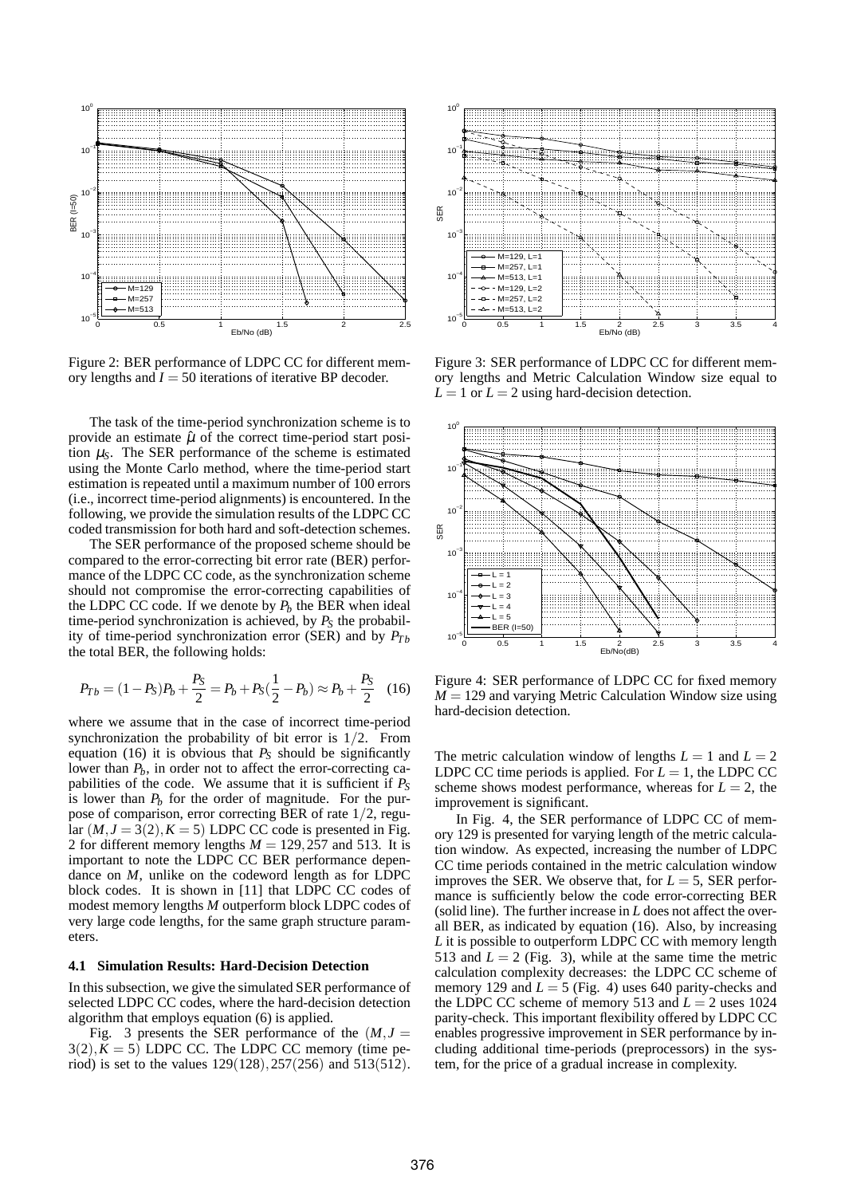Figure 2: BER performance of LDPC CC for different memory lengths and $I = 50$ iterations of iterative BP decoder.

The task of the time-period synchronization scheme is to provide an estimate $\hat{\mu}$ of the correct time-period start position $\mu_S$. The SER performance of the scheme is estimated using the Monte Carlo method, where the time-period start estimation is repeated until a maximum number of 100 errors (i.e., incorrect time-period alignments) is encountered. In the following, we provide the simulation results of the LDPC CC coded transmission for both hard and soft-detection schemes.

The SER performance of the proposed scheme should be compared to the error-correcting bit error rate (BER) performance of the LDPC CC code, as the synchronization scheme should not compromise the error-correcting capabilities of the LDPC CC code. If we denote by $P_b$ the BER when ideal time-period synchronization is achieved, by $P_S$ the probability of time-period synchronization error (SER) and by $P_{Tb}$ the total BER, the following holds:

$$P_{Tb} = (1 - P_S)P_b + \frac{P_S}{2} = P_b + P_S(\frac{1}{2} - P_b) \approx P_b + \frac{P_S}{2} \quad (16)$$

where we assume that in the case of incorrect time-period synchronization the probability of bit error is $1/2$. From equation (16) it is obvious that $P_S$ should be significantly lower than $P_b$, in order not to affect the error-correcting capabilities of the code. We assume that it is sufficient if $P_S$ is lower than $P_b$ for the order of magnitude. For the purpose of comparison, error correcting BER of rate $1/2$, regular $(M, J = 3(2), K = 5)$ LDPC CC code is presented in Fig. 2 for different memory lengths $M = 129, 257$ and 513. It is important to note the LDPC CC BER performance dependance on $M$, unlike on the codeword length as for LDPC block codes. It is shown in [11] that LDPC CC codes of modest memory lengths $M$ outperform block LDPC codes of very large code lengths, for the same graph structure parameters.

### 4.1 Simulation Results: Hard-Decision Detection

In this subsection, we give the simulated SER performance of selected LDPC CC codes, where the hard-decision detection algorithm that employs equation (6) is applied.

Fig. 3 presents the SER performance of the $(M, J = 3(2), K = 5)$ LDPC CC. The LDPC CC memory (time period) is set to the values $129(128), 257(256)$ and $513(512)$.

Figure 3: SER performance of LDPC CC for different memory lengths and Metric Calculation Window size equal to $L = 1$ or $L = 2$ using hard-decision detection.

Figure 4: SER performance of LDPC CC for fixed memory $M = 129$ and varying Metric Calculation Window size using hard-decision detection.

The metric calculation window of lengths $L = 1$ and $L = 2$ LDPC CC time periods is applied. For $L = 1$, the LDPC CC scheme shows modest performance, whereas for $L = 2$, the improvement is significant.

In Fig. 4, the SER performance of LDPC CC of memory 129 is presented for varying length of the metric calculation window. As expected, increasing the number of LDPC CC time periods contained in the metric calculation window improves the SER. We observe that, for $L = 5$, SER performance is sufficiently below the code error-correcting BER (solid line). The further increase in $L$ does not affect the overall BER, as indicated by equation (16). Also, by increasing $L$ it is possible to outperform LDPC CC with memory length 513 and $L = 2$ (Fig. 3), while at the same time the metric calculation complexity decreases: the LDPC CC scheme of memory 129 and $L = 5$ (Fig. 4) uses 640 parity-checks and the LDPC CC scheme of memory 513 and $L = 2$ uses 1024 parity-check. This important flexibility offered by LDPC CC enables progressive improvement in SER performance by including additional time-periods (preprocessors) in the system, for the price of a gradual increase in complexity.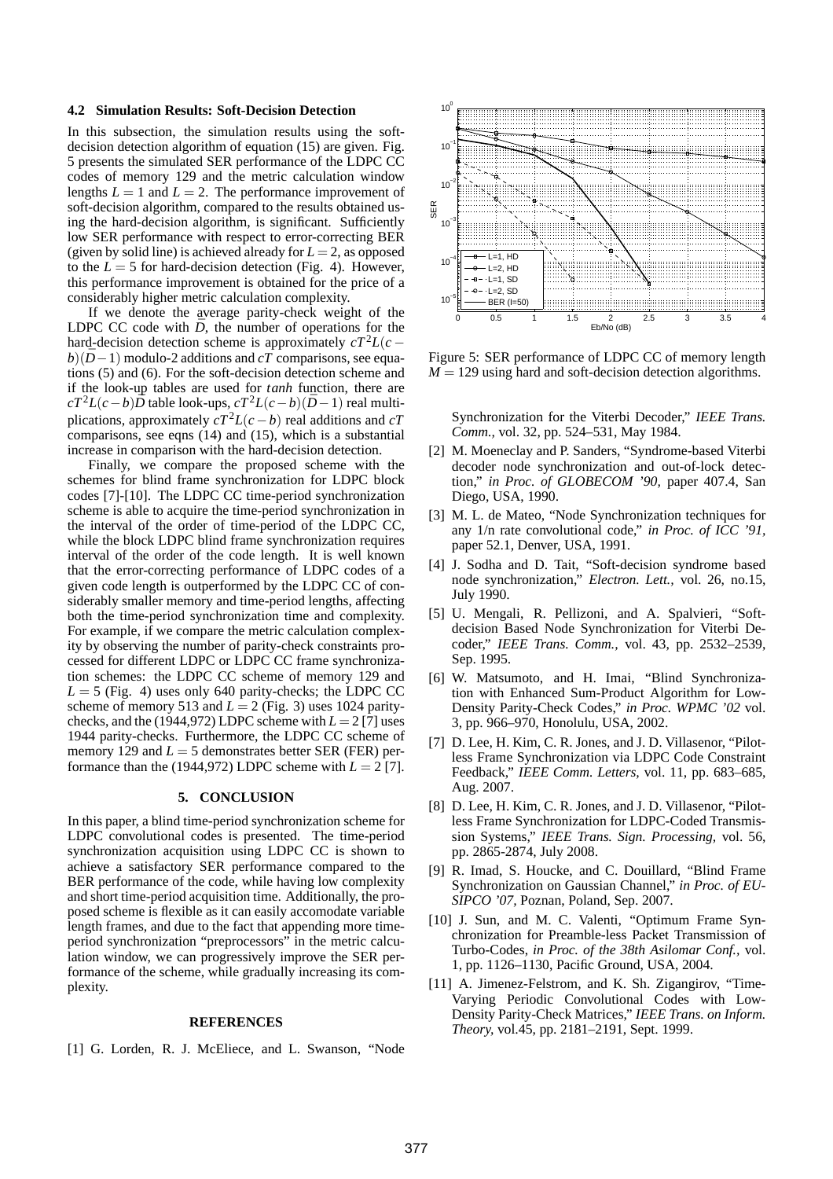### 4.2 Simulation Results: Soft-Decision Detection

In this subsection, the simulation results using the soft-decision detection algorithm of equation (15) are given. Fig. 5 presents the simulated SER performance of the LDPC CC codes of memory 129 and the metric calculation window lengths $L = 1$ and $L = 2$. The performance improvement of soft-decision algorithm, compared to the results obtained using the hard-decision algorithm, is significant. Sufficiently low SER performance with respect to error-correcting BER (given by solid line) is achieved already for $L = 2$, as opposed to the $L = 5$ for hard-decision detection (Fig. 4). However, this performance improvement is obtained for the price of a considerably higher metric calculation complexity.

If we denote the average parity-check weight of the LDPC CC code with $\overline{D}$, the number of operations for the hard-decision detection scheme is approximately $cT^2L(c-b)(\overline{D}-1)$ modulo-2 additions and $cT$ comparisons, see equations (5) and (6). For the soft-decision detection scheme and if the look-up tables are used for *tanh* function, there are $cT^2L(c-b)\overline{D}$ table look-ups, $cT^2L(c-b)(\overline{D}-1)$ real multiplications, approximately $cT^2L(c-b)$ real additions and $cT$ comparisons, see eqns (14) and (15), which is a substantial increase in comparison with the hard-decision detection.

Finally, we compare the proposed scheme with the schemes for blind frame synchronization for LDPC block codes [7]-[10]. The LDPC CC time-period synchronization scheme is able to acquire the time-period synchronization in the interval of the order of time-period of the LDPC CC, while the block LDPC blind frame synchronization requires interval of the order of the code length. It is well known that the error-correcting performance of LDPC codes of a given code length is outperformed by the LDPC CC of considerably smaller memory and time-period lengths, affecting both the time-period synchronization time and complexity. For example, if we compare the metric calculation complexity by observing the number of parity-check constraints processed for different LDPC or LDPC CC frame synchronization schemes: the LDPC CC scheme of memory 129 and $L = 5$ (Fig. 4) uses only 640 parity-checks; the LDPC CC scheme of memory 513 and $L = 2$ (Fig. 3) uses 1024 parity-checks, and the (1944,972) LDPC scheme with $L = 2$ [7] uses 1944 parity-checks. Furthermore, the LDPC CC scheme of memory 129 and $L = 5$ demonstrates better SER (FER) performance than the (1944,972) LDPC scheme with $L = 2$ [7].

$10^0$
$10^{-1}$
$10^{-2}$
$10^{-3}$
$10^{-4}$
$10^{-5}$
SER
0 0.5 1 1.5 2 2.5 3 3.5 4
Eb/No (dB)
L=1, HD
L=2, HD
L=1, SD
L=2, SD
BER (I=50)

Figure 5: SER performance of LDPC CC of memory length $M = 129$ using hard and soft-decision detection algorithms.

## 5. CONCLUSION

In this paper, a blind time-period synchronization scheme for LDPC convolutional codes is presented. The time-period synchronization acquisition using LDPC CC is shown to achieve a satisfactory SER performance compared to the BER performance of the code, while having low complexity and short time-period acquisition time. Additionally, the proposed scheme is flexible as it can easily accomodate variable length frames, and due to the fact that appending more time-period synchronization "preprocessors" in the metric calculation window, we can progressively improve the SER performance of the scheme, while gradually increasing its complexity.

## REFERENCES

[1] G. Lorden, R. J. McEliece, and L. Swanson, "Node Synchronization for the Viterbi Decoder," *IEEE Trans. Comm.*, vol. 32, pp. 524–531, May 1984.

[2] M. Moeneclay and P. Sanders, "Syndrome-based Viterbi decoder node synchronization and out-of-lock detection," *in Proc. of GLOBECOM '90*, paper 407.4, San Diego, USA, 1990.

[3] M. L. de Mateo, "Node Synchronization techniques for any 1/n rate convolutional code," *in Proc. of ICC '91*, paper 52.1, Denver, USA, 1991.

[4] J. Sodha and D. Tait, "Soft-decision syndrome based node synchronization," *Electron. Lett.*, vol. 26, no.15, July 1990.

[5] U. Mengali, R. Pellizoni, and A. Spalvieri, "Soft-decision Based Node Synchronization for Viterbi Decoder," *IEEE Trans. Comm.*, vol. 43, pp. 2532–2539, Sep. 1995.

[6] W. Matsumoto, and H. Imai, "Blind Synchronization with Enhanced Sum-Product Algorithm for Low-Density Parity-Check Codes," *in Proc. WPMC '02* vol. 3, pp. 966–970, Honolulu, USA, 2002.

[7] D. Lee, H. Kim, C. R. Jones, and J. D. Villasenor, "Pilotless Frame Synchronization via LDPC Code Constraint Feedback," *IEEE Comm. Letters*, vol. 11, pp. 683–685, Aug. 2007.

[8] D. Lee, H. Kim, C. R. Jones, and J. D. Villasenor, "Pilotless Frame Synchronization for LDPC-Coded Transmission Systems," *IEEE Trans. Sign. Processing*, vol. 56, pp. 2865-2874, July 2008.

[9] R. Imad, S. Houcke, and C. Douillard, "Blind Frame Synchronization on Gaussian Channel," *in Proc. of EUSIPCO '07*, Poznan, Poland, Sep. 2007.

[10] J. Sun, and M. C. Valenti, "Optimum Frame Synchronization for Preamble-less Packet Transmission of Turbo-Codes, *in Proc. of the 38th Asilomar Conf.*, vol. 1, pp. 1126–1130, Pacific Ground, USA, 2004.

[11] A. Jimenez-Felstrom, and K. Sh. Zigangirov, "Time-Varying Periodic Convolutional Codes with Low-Density Parity-Check Matrices," *IEEE Trans. on Inform. Theory*, vol.45, pp. 2181–2191, Sept. 1999.